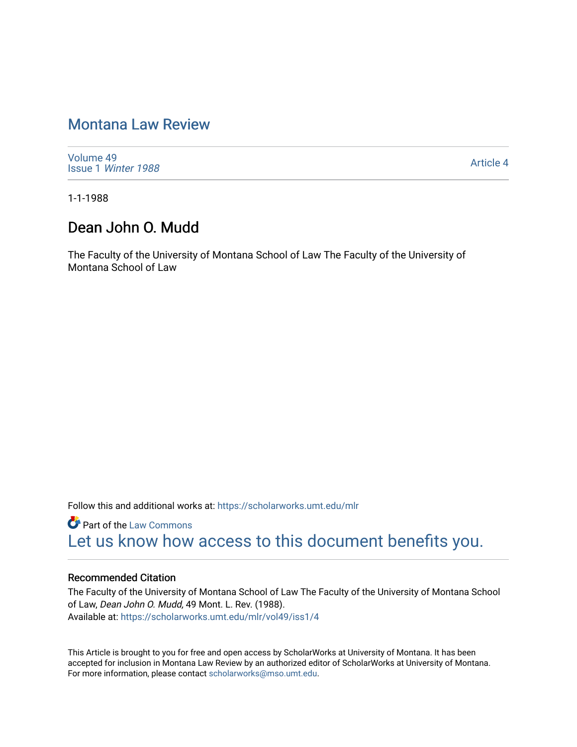# Montana Law Review

Volume 49
Issue 1 *Winter 1988*

Article 4

1-1-1988

## Dean John O. Mudd

The Faculty of the University of Montana School of Law The Faculty of the University of Montana School of Law

Follow this and additional works at: https://scholarworks.umt.edu/mlr

Part of the Law Commons

Let us know how access to this document benefits you.

### Recommended Citation

The Faculty of the University of Montana School of Law The Faculty of the University of Montana School of Law, *Dean John O. Mudd,* 49 Mont. L. Rev. (1988).
Available at: https://scholarworks.umt.edu/mlr/vol49/iss1/4

This Article is brought to you for free and open access by ScholarWorks at University of Montana. It has been accepted for inclusion in Montana Law Review by an authorized editor of ScholarWorks at University of Montana. For more information, please contact scholarworks@mso.umt.edu.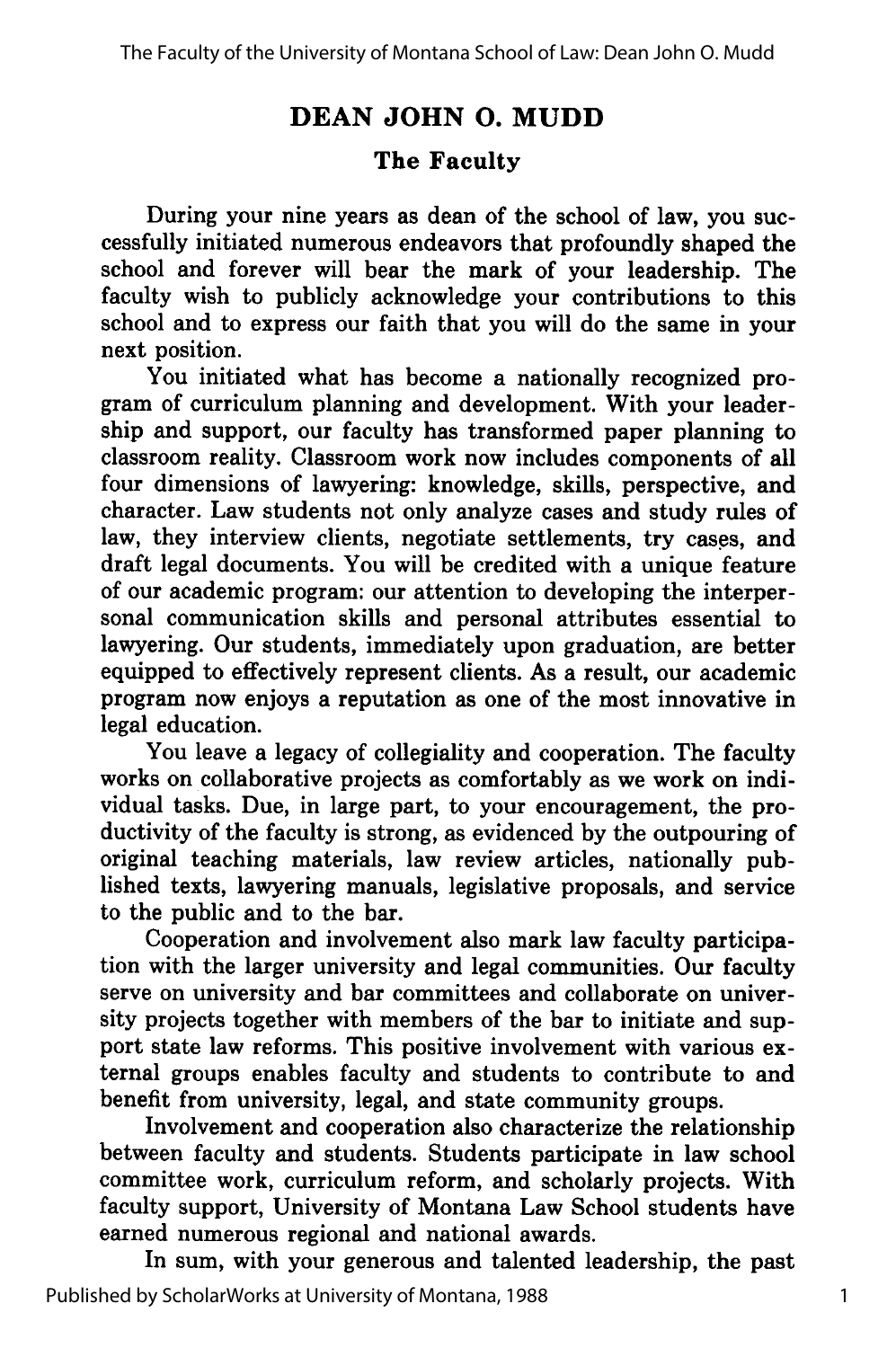# DEAN JOHN O. MUDD

## The Faculty

During your nine years as dean of the school of law, you successfully initiated numerous endeavors that profoundly shaped the school and forever will bear the mark of your leadership. The faculty wish to publicly acknowledge your contributions to this school and to express our faith that you will do the same in your next position.

You initiated what has become a nationally recognized program of curriculum planning and development. With your leadership and support, our faculty has transformed paper planning to classroom reality. Classroom work now includes components of all four dimensions of lawyering: knowledge, skills, perspective, and character. Law students not only analyze cases and study rules of law, they interview clients, negotiate settlements, try cases, and draft legal documents. You will be credited with a unique feature of our academic program: our attention to developing the interpersonal communication skills and personal attributes essential to lawyering. Our students, immediately upon graduation, are better equipped to effectively represent clients. As a result, our academic program now enjoys a reputation as one of the most innovative in legal education.

You leave a legacy of collegiality and cooperation. The faculty works on collaborative projects as comfortably as we work on individual tasks. Due, in large part, to your encouragement, the productivity of the faculty is strong, as evidenced by the outpouring of original teaching materials, law review articles, nationally published texts, lawyering manuals, legislative proposals, and service to the public and to the bar.

Cooperation and involvement also mark law faculty participation with the larger university and legal communities. Our faculty serve on university and bar committees and collaborate on university projects together with members of the bar to initiate and support state law reforms. This positive involvement with various external groups enables faculty and students to contribute to and benefit from university, legal, and state community groups.

Involvement and cooperation also characterize the relationship between faculty and students. Students participate in law school committee work, curriculum reform, and scholarly projects. With faculty support, University of Montana Law School students have earned numerous regional and national awards.

In sum, with your generous and talented leadership, the past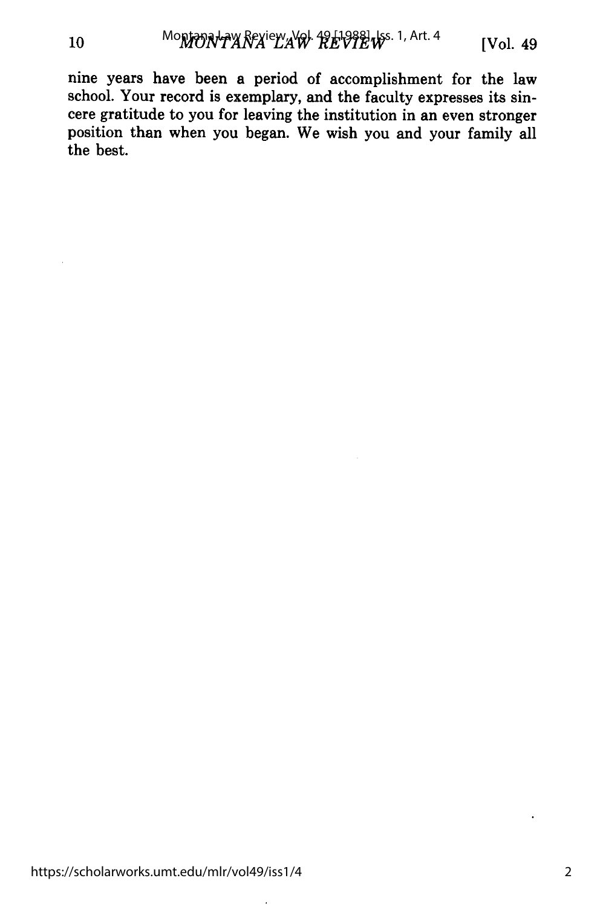nine years have been a period of accomplishment for the law school. Your record is exemplary, and the faculty expresses its sincere gratitude to you for leaving the institution in an even stronger position than when you began. We wish you and your family all the best.